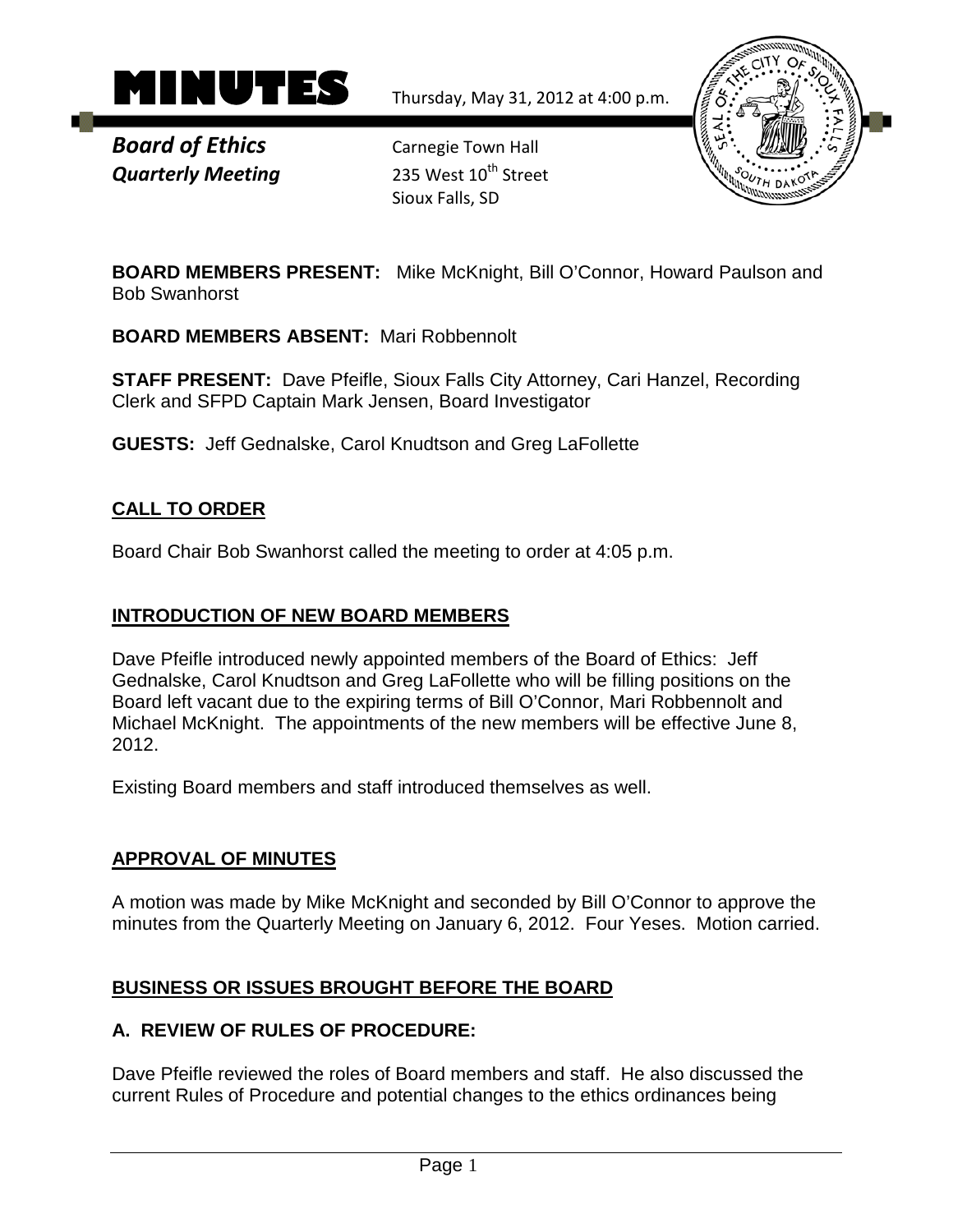# MINUTES

Thursday, May 31, 2012 at 4:00 p.m.

***Board of Ethics***
***Quarterly Meeting***

Carnegie Town Hall
235 West 10th Street
Sioux Falls, SD

**BOARD MEMBERS PRESENT:** Mike McKnight, Bill O'Connor, Howard Paulson and Bob Swanhorst

**BOARD MEMBERS ABSENT:** Mari Robbennolt

**STAFF PRESENT:** Dave Pfeifle, Sioux Falls City Attorney, Cari Hanzel, Recording Clerk and SFPD Captain Mark Jensen, Board Investigator

**GUESTS:** Jeff Gednalske, Carol Knudtson and Greg LaFollette

## CALL TO ORDER

Board Chair Bob Swanhorst called the meeting to order at 4:05 p.m.

## INTRODUCTION OF NEW BOARD MEMBERS

Dave Pfeifle introduced newly appointed members of the Board of Ethics: Jeff Gednalske, Carol Knudtson and Greg LaFollette who will be filling positions on the Board left vacant due to the expiring terms of Bill O'Connor, Mari Robbennolt and Michael McKnight. The appointments of the new members will be effective June 8, 2012.

Existing Board members and staff introduced themselves as well.

## APPROVAL OF MINUTES

A motion was made by Mike McKnight and seconded by Bill O'Connor to approve the minutes from the Quarterly Meeting on January 6, 2012. Four Yeses. Motion carried.

## BUSINESS OR ISSUES BROUGHT BEFORE THE BOARD

### A. REVIEW OF RULES OF PROCEDURE:

Dave Pfeifle reviewed the roles of Board members and staff. He also discussed the current Rules of Procedure and potential changes to the ethics ordinances being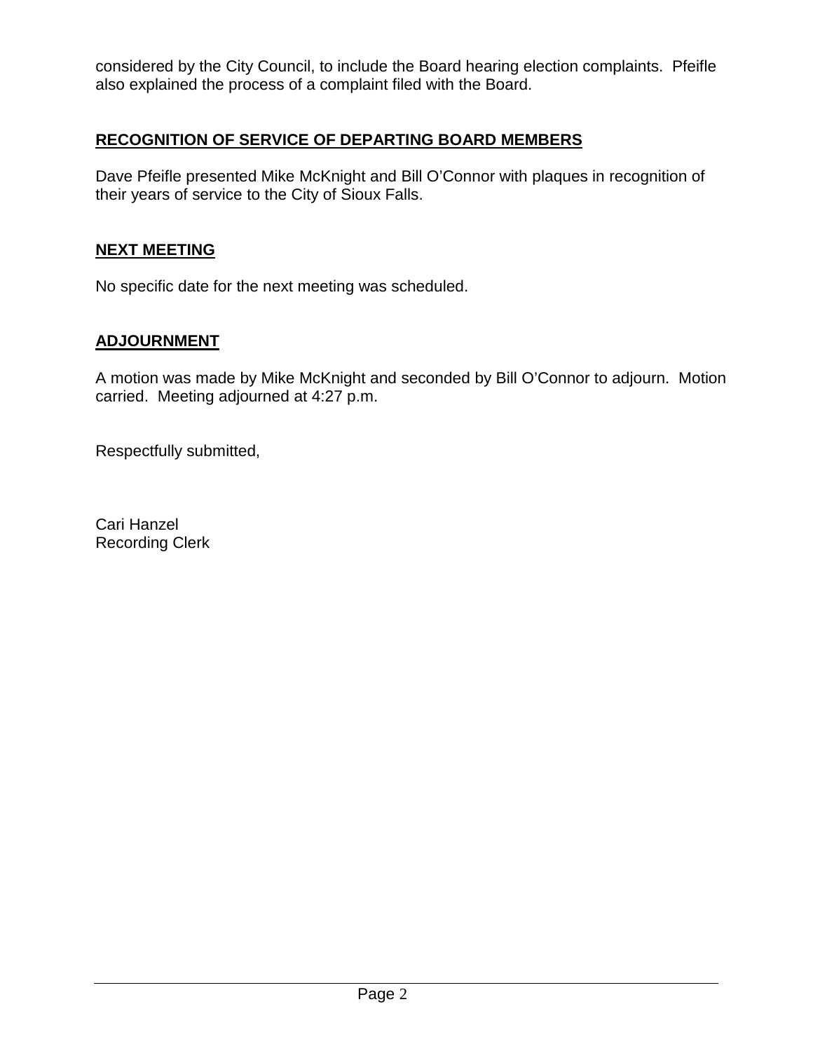considered by the City Council, to include the Board hearing election complaints. Pfeifle also explained the process of a complaint filed with the Board.

## RECOGNITION OF SERVICE OF DEPARTING BOARD MEMBERS

Dave Pfeifle presented Mike McKnight and Bill O'Connor with plaques in recognition of their years of service to the City of Sioux Falls.

## NEXT MEETING

No specific date for the next meeting was scheduled.

## ADJOURNMENT

A motion was made by Mike McKnight and seconded by Bill O'Connor to adjourn. Motion carried. Meeting adjourned at 4:27 p.m.

Respectfully submitted,

Cari Hanzel
Recording Clerk